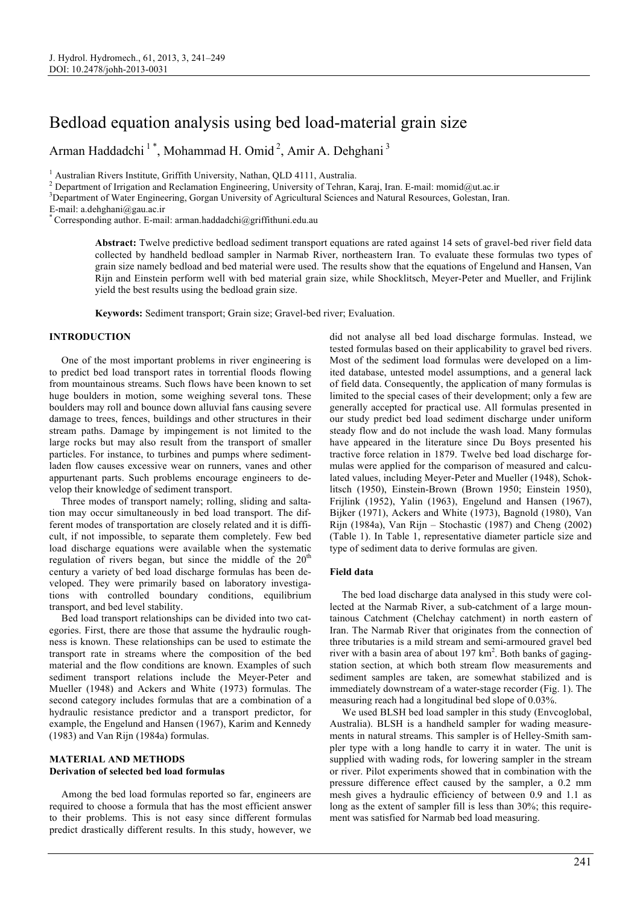# Bedload equation analysis using bed load-material grain size

Arman Haddadchi [1 *], Mohammad H. Omid [2], Amir A. Dehghani [3]

[1] Australian Rivers Institute, Griffith University, Nathan, QLD 4111, Australia.
[2] Department of Irrigation and Reclamation Engineering, University of Tehran, Karaj, Iran. E-mail: momid@ut.ac.ir
[3] Department of Water Engineering, Gorgan University of Agricultural Sciences and Natural Resources, Golestan, Iran.
E-mail: a.dehghani@gau.ac.ir
[*] Corresponding author. E-mail: arman.haddadchi@griffithuni.edu.au

**Abstract:** Twelve predictive bedload sediment transport equations are rated against 14 sets of gravel-bed river field data collected by handheld bedload sampler in Narmab River, northeastern Iran. To evaluate these formulas two types of grain size namely bedload and bed material were used. The results show that the equations of Engelund and Hansen, Van Rijn and Einstein perform well with bed material grain size, while Shocklitsch, Meyer-Peter and Mueller, and Frijlink yield the best results using the bedload grain size.

**Keywords:** Sediment transport; Grain size; Gravel-bed river; Evaluation.

## INTRODUCTION

One of the most important problems in river engineering is to predict bed load transport rates in torrential floods flowing from mountainous streams. Such flows have been known to set huge boulders in motion, some weighing several tons. These boulders may roll and bounce down alluvial fans causing severe damage to trees, fences, buildings and other structures in their stream paths. Damage by impingement is not limited to the large rocks but may also result from the transport of smaller particles. For instance, to turbines and pumps where sediment-laden flow causes excessive wear on runners, vanes and other appurtenant parts. Such problems encourage engineers to develop their knowledge of sediment transport.

Three modes of transport namely; rolling, sliding and saltation may occur simultaneously in bed load transport. The different modes of transportation are closely related and it is difficult, if not impossible, to separate them completely. Few bed load discharge equations were available when the systematic regulation of rivers began, but since the middle of the 20th century a variety of bed load discharge formulas has been developed. They were primarily based on laboratory investigations with controlled boundary conditions, equilibrium transport, and bed level stability.

Bed load transport relationships can be divided into two categories. First, there are those that assume the hydraulic roughness is known. These relationships can be used to estimate the transport rate in streams where the composition of the bed material and the flow conditions are known. Examples of such sediment transport relations include the Meyer-Peter and Mueller (1948) and Ackers and White (1973) formulas. The second category includes formulas that are a combination of a hydraulic resistance predictor and a transport predictor, for example, the Engelund and Hansen (1967), Karim and Kennedy (1983) and Van Rijn (1984a) formulas.

## MATERIAL AND METHODS

### Derivation of selected bed load formulas

Among the bed load formulas reported so far, engineers are required to choose a formula that has the most efficient answer to their problems. This is not easy since different formulas predict drastically different results. In this study, however, we did not analyse all bed load discharge formulas. Instead, we tested formulas based on their applicability to gravel bed rivers. Most of the sediment load formulas were developed on a limited database, untested model assumptions, and a general lack of field data. Consequently, the application of many formulas is limited to the special cases of their development; only a few are generally accepted for practical use. All formulas presented in our study predict bed load sediment discharge under uniform steady flow and do not include the wash load. Many formulas have appeared in the literature since Du Boys presented his tractive force relation in 1879. Twelve bed load discharge formulas were applied for the comparison of measured and calculated values, including Meyer-Peter and Mueller (1948), Schoklitsch (1950), Einstein-Brown (Brown 1950; Einstein 1950), Frijlink (1952), Yalin (1963), Engelund and Hansen (1967), Bijker (1971), Ackers and White (1973), Bagnold (1980), Van Rijn (1984a), Van Rijn – Stochastic (1987) and Cheng (2002) (Table 1). In Table 1, representative diameter particle size and type of sediment data to derive formulas are given.

### Field data

The bed load discharge data analysed in this study were collected at the Narmab River, a sub-catchment of a large mountainous Catchment (Chelchay catchment) in north eastern of Iran. The Narmab River that originates from the connection of three tributaries is a mild stream and semi-armoured gravel bed river with a basin area of about 197 km$^2$. Both banks of gaging-station section, at which both stream flow measurements and sediment samples are taken, are somewhat stabilized and is immediately downstream of a water-stage recorder (Fig. 1). The measuring reach had a longitudinal bed slope of 0.03%.

We used BLSH bed load sampler in this study (Envcoglobal, Australia). BLSH is a handheld sampler for wading measurements in natural streams. This sampler is of Helley-Smith sampler type with a long handle to carry it in water. The unit is supplied with wading rods, for lowering sampler in the stream or river. Pilot experiments showed that in combination with the pressure difference effect caused by the sampler, a 0.2 mm mesh gives a hydraulic efficiency of between 0.9 and 1.1 as long as the extent of sampler fill is less than 30%; this requirement was satisfied for Narmab bed load measuring.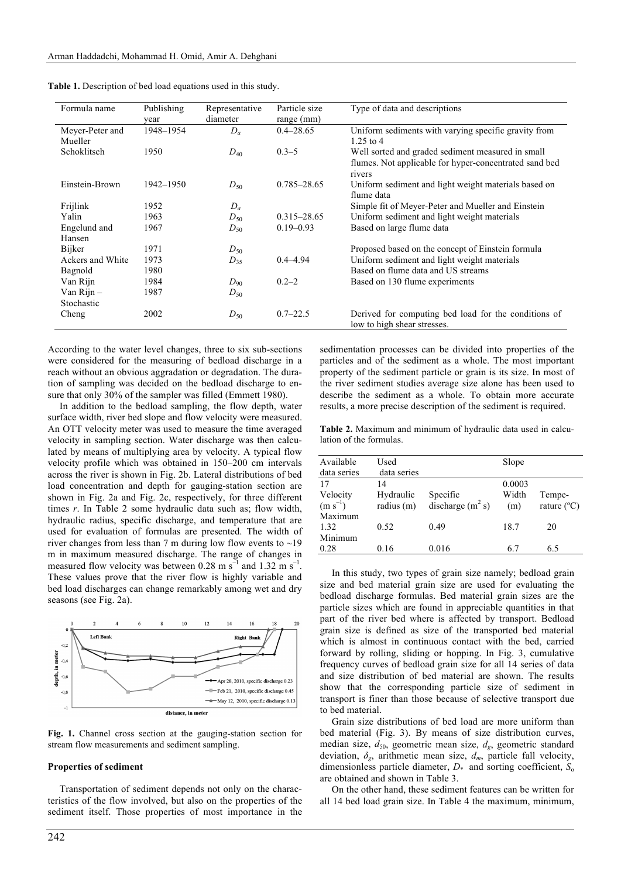**Table 1.** Description of bed load equations used in this study.

| Formula name | Publishing year | Representative diameter | Particle size range (mm) | Type of data and descriptions |
|---|---|---|---|---|
| Meyer-Peter and Mueller | 1948–1954 | $D_a$ | 0.4–28.65 | Uniform sediments with varying specific gravity from 1.25 to 4 |
| Schoklitsch | 1950 | $D_{40}$ | 0.3–5 | Well sorted and graded sediment measured in small flumes. Not applicable for hyper-concentrated sand bed rivers |
| Einstein-Brown | 1942–1950 | $D_{50}$ | 0.785–28.65 | Uniform sediment and light weight materials based on flume data |
| Frijlink | 1952 | $D_a$ | | Simple fit of Meyer-Peter and Mueller and Einstein |
| Yalin | 1963 | $D_{50}$ | 0.315–28.65 | Uniform sediment and light weight materials |
| Engelund and Hansen | 1967 | $D_{50}$ | 0.19–0.93 | Based on large flume data |
| Bijker | 1971 | $D_{50}$ | | Proposed based on the concept of Einstein formula |
| Ackers and White | 1973 | $D_{35}$ | 0.4–4.94 | Uniform sediment and light weight materials |
| Bagnold | 1980 | | | Based on flume data and US streams |
| Van Rijn | 1984 | $D_{90}$ | 0.2–2 | Based on 130 flume experiments |
| Van Rijn – Stochastic | 1987 | $D_{50}$ | | |
| Cheng | 2002 | $D_{50}$ | 0.7–22.5 | Derived for computing bed load for the conditions of low to high shear stresses. |

According to the water level changes, three to six sub-sections were considered for the measuring of bedload discharge in a reach without an obvious aggradation or degradation. The duration of sampling was decided on the bedload discharge to ensure that only 30% of the sampler was filled (Emmett 1980).

In addition to the bedload sampling, the flow depth, water surface width, river bed slope and flow velocity were measured. An OTT velocity meter was used to measure the time averaged velocity in sampling section. Water discharge was then calculated by means of multiplying area by velocity. A typical flow velocity profile which was obtained in 150–200 cm intervals across the river is shown in Fig. 2b. Lateral distributions of bed load concentration and depth for gauging-station section are shown in Fig. 2a and Fig. 2c, respectively, for three different times $r$. In Table 2 some hydraulic data such as; flow width, hydraulic radius, specific discharge, and temperature that are used for evaluation of formulas are presented. The width of river changes from less than 7 m during low flow events to ~19 m in maximum measured discharge. The range of changes in measured flow velocity was between 0.28 m s$^{-1}$ and 1.32 m s$^{-1}$. These values prove that the river flow is highly variable and bed load discharges can change remarkably among wet and dry seasons (see Fig. 2a).

**Fig. 1.** Channel cross section at the gauging-station section for stream flow measurements and sediment sampling.

### Properties of sediment

Transportation of sediment depends not only on the characteristics of the flow involved, but also on the properties of the sediment itself. Those properties of most importance in the sedimentation processes can be divided into properties of the particles and of the sediment as a whole. The most important property of the sediment particle or grain is its size. In most of the river sediment studies average size alone has been used to describe the sediment as a whole. To obtain more accurate results, a more precise description of the sediment is required.

**Table 2.** Maximum and minimum of hydraulic data used in calculation of the formulas.

| Available data series | Used data series | | Slope | |
|---|---|---|---|---|
| 17 | 14 | | 0.0003 | |
| Velocity (m s$^{-1}$) | Hydraulic radius (m) | Specific discharge (m$^2$ s) | Width (m) | Temperature (ºC) |
| Maximum | | | | |
| 1.32 | 0.52 | 0.49 | 18.7 | 20 |
| Minimum | | | | |
| 0.28 | 0.16 | 0.016 | 6.7 | 6.5 |

In this study, two types of grain size namely; bedload grain size and bed material grain size are used for evaluating the bedload discharge formulas. Bed material grain sizes are the particle sizes which are found in appreciable quantities in that part of the river bed where is affected by transport. Bedload grain size is defined as size of the transported bed material which is almost in continuous contact with the bed, carried forward by rolling, sliding or hopping. In Fig. 3, cumulative frequency curves of bedload grain size for all 14 series of data and size distribution of bed material are shown. The results show that the corresponding particle size of sediment in transport is finer than those because of selective transport due to bed material.

Grain size distributions of bed load are more uniform than bed material (Fig. 3). By means of size distribution curves, median size, $d_{50}$, geometric mean size, $d_g$, geometric standard deviation, $\delta_g$, arithmetic mean size, $d_m$, particle fall velocity, dimensionless particle diameter, $D_*$ and sorting coefficient, $S_o$ are obtained and shown in Table 3.

On the other hand, these sediment features can be written for all 14 bed load grain size. In Table 4 the maximum, minimum,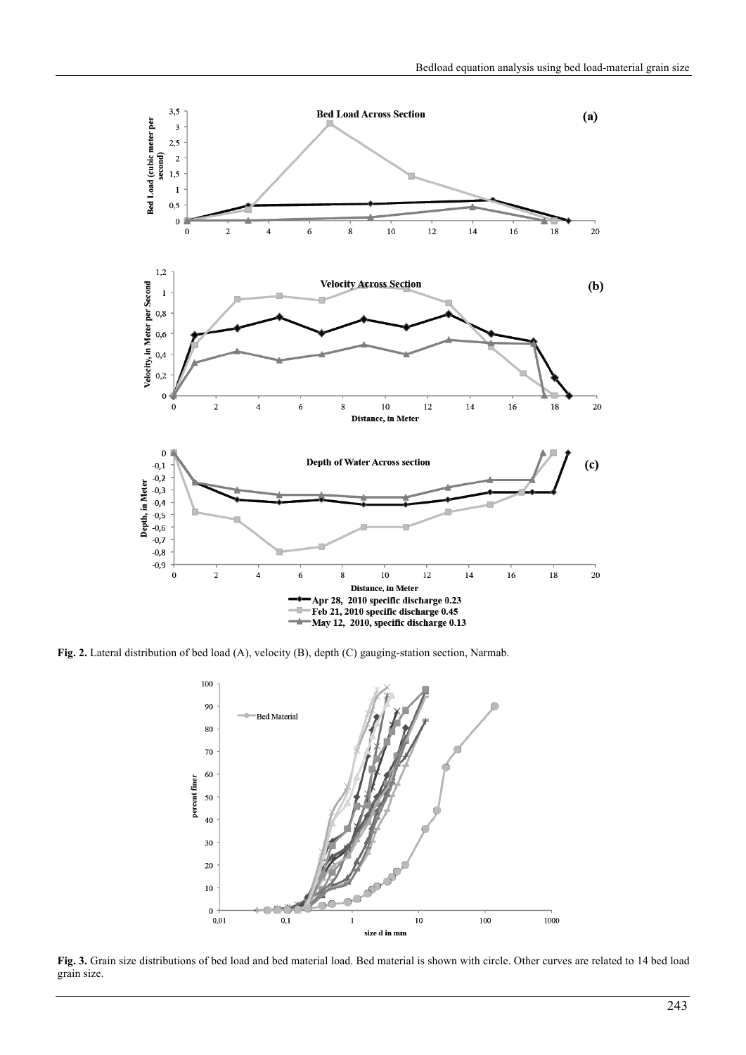Fig. 2. Lateral distribution of bed load (A), velocity (B), depth (C) gauging-station section, Narmab.

Fig. 3. Grain size distributions of bed load and bed material load. Bed material is shown with circle. Other curves are related to 14 bed load grain size.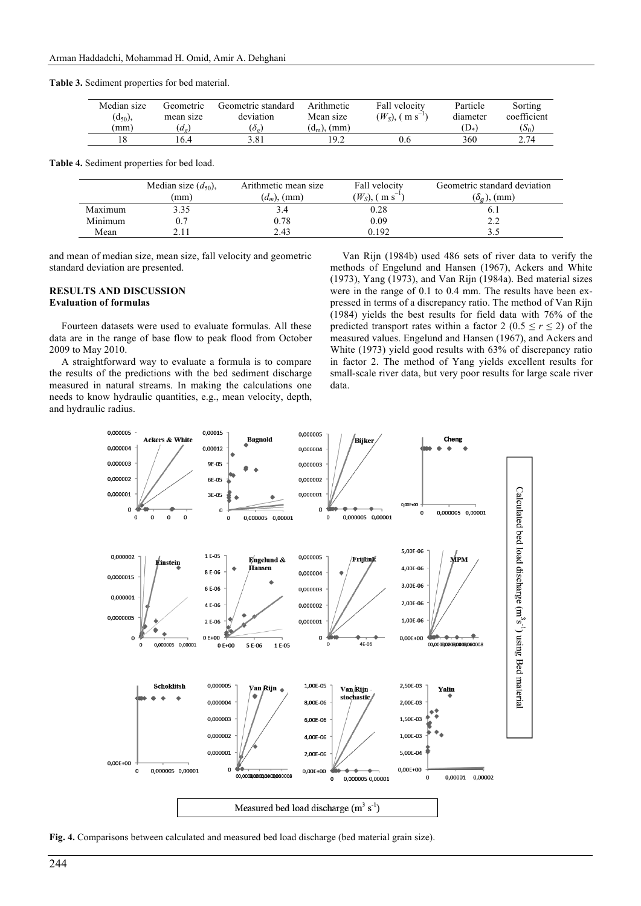**Table 3.** Sediment properties for bed material.

| Median size ($d_{50}$), (mm) | Geometric mean size ($d_g$) | Geometric standard deviation ($\delta_g$) | Arithmetic Mean size ($d_m$), (mm) | Fall velocity ($W_S$), ( m s$^{-1}$) | Particle diameter ($D_*$) | Sorting coefficient ($S_0$) |
|---|---|---|---|---|---|---|
| 18 | 16.4 | 3.81 | 19.2 | 0.6 | 360 | 2.74 |

**Table 4.** Sediment properties for bed load.

| | Median size ($d_{50}$), (mm) | Arithmetic mean size ($d_m$), (mm) | Fall velocity ($W_S$), ( m s$^{-1}$) | Geometric standard deviation ($\delta_g$), (mm) |
|---|---|---|---|---|
| Maximum | 3.35 | 3.4 | 0.28 | 6.1 |
| Minimum | 0.7 | 0.78 | 0.09 | 2.2 |
| Mean | 2.11 | 2.43 | 0.192 | 3.5 |

and mean of median size, mean size, fall velocity and geometric standard deviation are presented.

## RESULTS AND DISCUSSION

### Evaluation of formulas

Fourteen datasets were used to evaluate formulas. All these data are in the range of base flow to peak flood from October 2009 to May 2010.

A straightforward way to evaluate a formula is to compare the results of the predictions with the bed sediment discharge measured in natural streams. In making the calculations one needs to know hydraulic quantities, e.g., mean velocity, depth, and hydraulic radius.

Van Rijn (1984b) used 486 sets of river data to verify the methods of Engelund and Hansen (1967), Ackers and White (1973), Yang (1973), and Van Rijn (1984a). Bed material sizes were in the range of 0.1 to 0.4 mm. The results have been expressed in terms of a discrepancy ratio. The method of Van Rijn (1984) yields the best results for field data with 76% of the predicted transport rates within a factor 2 ($0.5 \le r \le 2$) of the measured values. Engelund and Hansen (1967), and Ackers and White (1973) yield good results with 63% of discrepancy ratio in factor 2. The method of Yang yields excellent results for small-scale river data, but very poor results for large scale river data.

**Fig. 4.** Comparisons between calculated and measured bed load discharge (bed material grain size).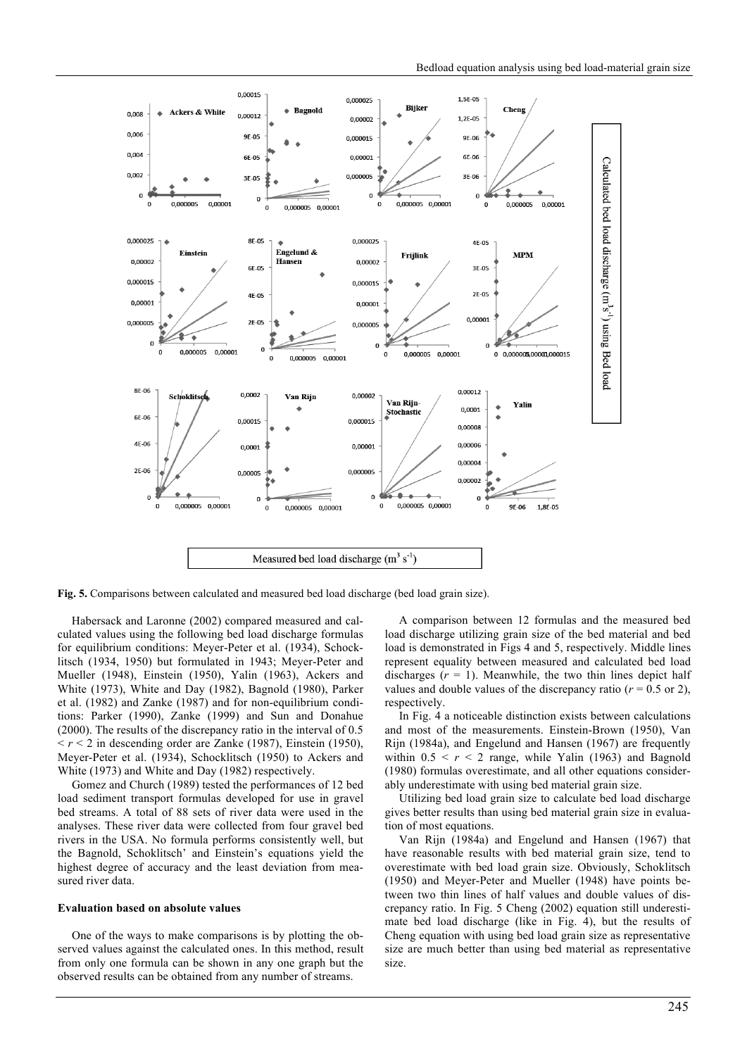**Fig. 5.** Comparisons between calculated and measured bed load discharge (bed load grain size).

Habersack and Laronne (2002) compared measured and calculated values using the following bed load discharge formulas for equilibrium conditions: Meyer-Peter et al. (1934), Schocklitsch (1934, 1950) but formulated in 1943; Meyer-Peter and Mueller (1948), Einstein (1950), Yalin (1963), Ackers and White (1973), White and Day (1982), Bagnold (1980), Parker et al. (1982) and Zanke (1987) and for non-equilibrium conditions: Parker (1990), Zanke (1999) and Sun and Donahue (2000). The results of the discrepancy ratio in the interval of 0.5 $< r <$ 2 in descending order are Zanke (1987), Einstein (1950), Meyer-Peter et al. (1934), Schocklitsch (1950) to Ackers and White (1973) and White and Day (1982) respectively.

Gomez and Church (1989) tested the performances of 12 bed load sediment transport formulas developed for use in gravel bed streams. A total of 88 sets of river data were used in the analyses. These river data were collected from four gravel bed rivers in the USA. No formula performs consistently well, but the Bagnold, Schoklitsch' and Einstein's equations yield the highest degree of accuracy and the least deviation from measured river data.

#### Evaluation based on absolute values

One of the ways to make comparisons is by plotting the observed values against the calculated ones. In this method, result from only one formula can be shown in any one graph but the observed results can be obtained from any number of streams.

A comparison between 12 formulas and the measured bed load discharge utilizing grain size of the bed material and bed load is demonstrated in Figs 4 and 5, respectively. Middle lines represent equality between measured and calculated bed load discharges ($r$ = 1). Meanwhile, the two thin lines depict half values and double values of the discrepancy ratio ($r$ = 0.5 or 2), respectively.

In Fig. 4 a noticeable distinction exists between calculations and most of the measurements. Einstein-Brown (1950), Van Rijn (1984a), and Engelund and Hansen (1967) are frequently within $0.5 < r < 2$ range, while Yalin (1963) and Bagnold (1980) formulas overestimate, and all other equations considerably underestimate with using bed material grain size.

Utilizing bed load grain size to calculate bed load discharge gives better results than using bed material grain size in evaluation of most equations.

Van Rijn (1984a) and Engelund and Hansen (1967) that have reasonable results with bed material grain size, tend to overestimate with bed load grain size. Obviously, Schoklitsch (1950) and Meyer-Peter and Mueller (1948) have points between two thin lines of half values and double values of discrepancy ratio. In Fig. 5 Cheng (2002) equation still underestimate bed load discharge (like in Fig. 4), but the results of Cheng equation with using bed load grain size as representative size are much better than using bed material as representative size.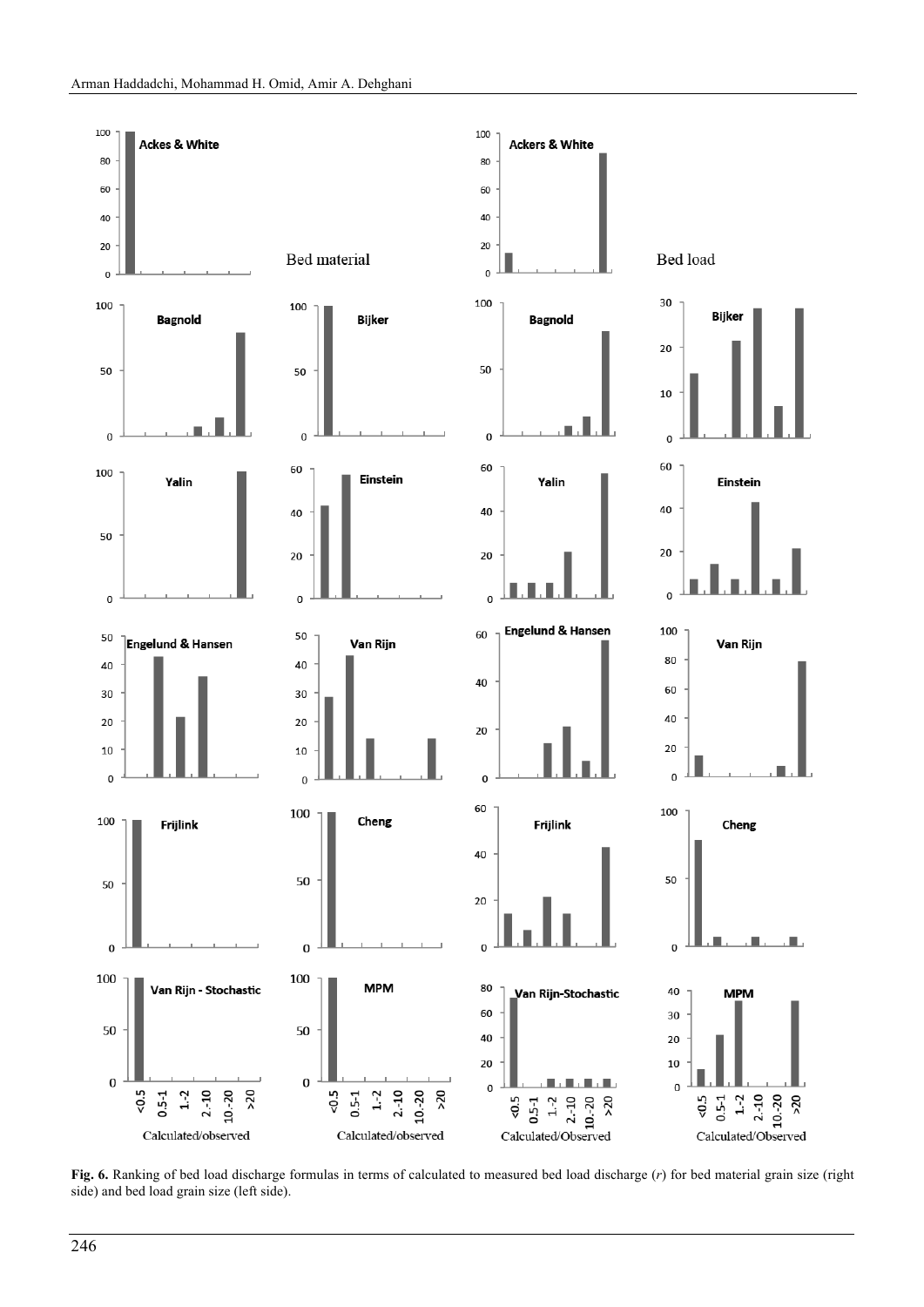**Fig. 6.** Ranking of bed load discharge formulas in terms of calculated to measured bed load discharge ($r$) for bed material grain size (right side) and bed load grain size (left side).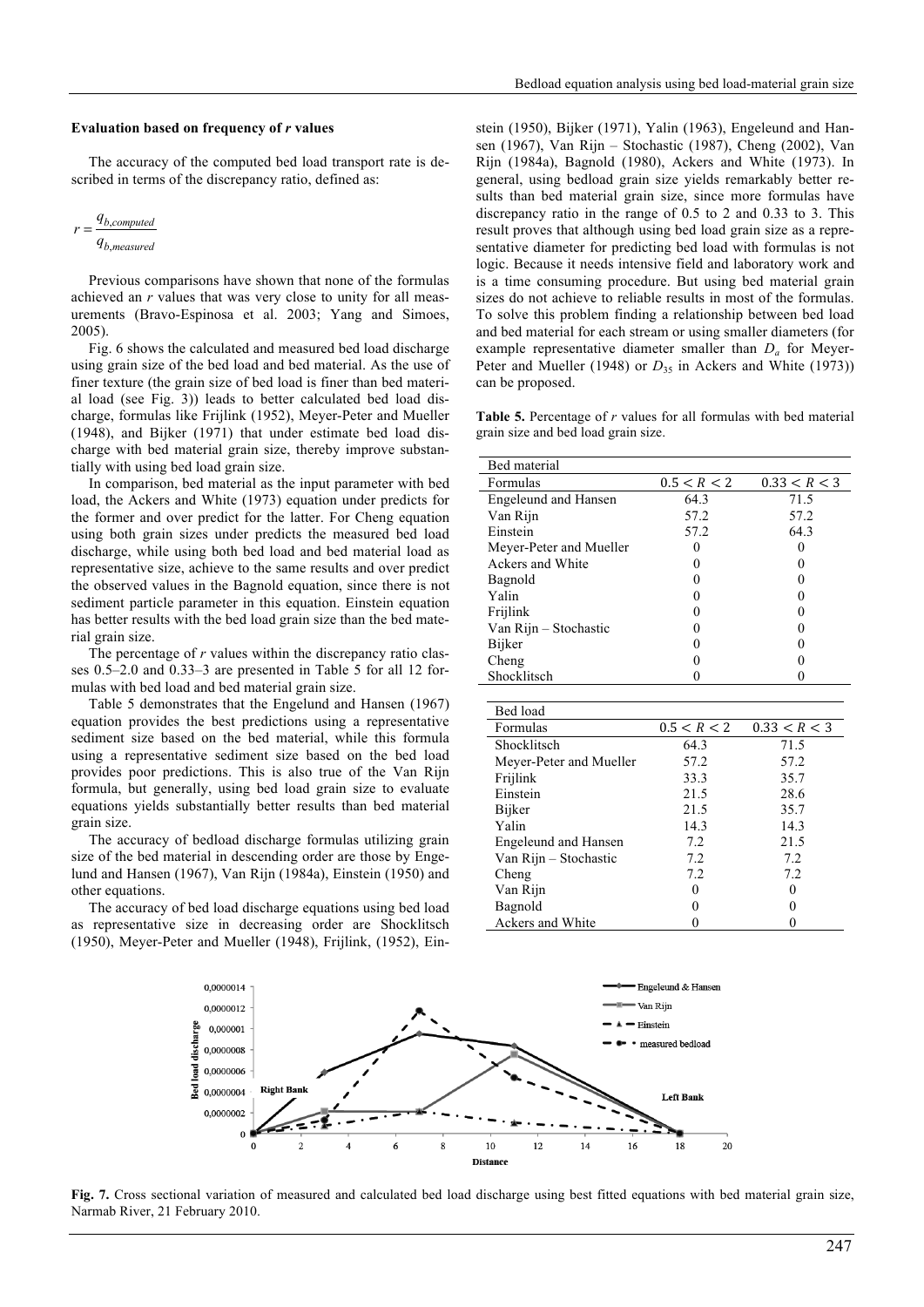### Evaluation based on frequency of *r* values

The accuracy of the computed bed load transport rate is described in terms of the discrepancy ratio, defined as:

$$r = \frac{q_{b,computed}}{q_{b,measured}}$$

Previous comparisons have shown that none of the formulas achieved an *r* values that was very close to unity for all measurements (Bravo-Espinosa et al. 2003; Yang and Simoes, 2005).

Fig. 6 shows the calculated and measured bed load discharge using grain size of the bed load and bed material. As the use of finer texture (the grain size of bed load is finer than bed material load (see Fig. 3)) leads to better calculated bed load discharge, formulas like Frijlink (1952), Meyer-Peter and Mueller (1948), and Bijker (1971) that under estimate bed load discharge with bed material grain size, thereby improve substantially with using bed load grain size.

In comparison, bed material as the input parameter with bed load, the Ackers and White (1973) equation under predicts for the former and over predict for the latter. For Cheng equation using both grain sizes under predicts the measured bed load discharge, while using both bed load and bed material load as representative size, achieve to the same results and over predict the observed values in the Bagnold equation, since there is not sediment particle parameter in this equation. Einstein equation has better results with the bed load grain size than the bed material grain size.

The percentage of *r* values within the discrepancy ratio classes 0.5–2.0 and 0.33–3 are presented in Table 5 for all 12 formulas with bed load and bed material grain size.

Table 5 demonstrates that the Engelund and Hansen (1967) equation provides the best predictions using a representative sediment size based on the bed material, while this formula using a representative sediment size based on the bed load provides poor predictions. This is also true of the Van Rijn formula, but generally, using bed load grain size to evaluate equations yields substantially better results than bed material grain size.

The accuracy of bedload discharge formulas utilizing grain size of the bed material in descending order are those by Engelund and Hansen (1967), Van Rijn (1984a), Einstein (1950) and other equations.

The accuracy of bed load discharge equations using bed load as representative size in decreasing order are Shocklitsch (1950), Meyer-Peter and Mueller (1948), Frijlink, (1952), Einstein (1950), Bijker (1971), Yalin (1963), Engeleund and Hansen (1967), Van Rijn – Stochastic (1987), Cheng (2002), Van Rijn (1984a), Bagnold (1980), Ackers and White (1973). In general, using bedload grain size yields remarkably better results than bed material grain size, since more formulas have discrepancy ratio in the range of 0.5 to 2 and 0.33 to 3. This result proves that although using bed load grain size as a representative diameter for predicting bed load with formulas is not logic. Because it needs intensive field and laboratory work and is a time consuming procedure. But using bed material grain sizes do not achieve to reliable results in most of the formulas. To solve this problem finding a relationship between bed load and bed material for each stream or using smaller diameters (for example representative diameter smaller than $D_a$ for Meyer-Peter and Mueller (1948) or $D_{35}$ in Ackers and White (1973)) can be proposed.

**Table 5.** Percentage of *r* values for all formulas with bed material grain size and bed load grain size.

| Bed material | | |
|---|---|---|
| Formulas | $0.5 < R < 2$ | $0.33 < R < 3$ |
| Engeleund and Hansen | 64.3 | 71.5 |
| Van Rijn | 57.2 | 57.2 |
| Einstein | 57.2 | 64.3 |
| Meyer-Peter and Mueller | 0 | 0 |
| Ackers and White | 0 | 0 |
| Bagnold | 0 | 0 |
| Yalin | 0 | 0 |
| Frijlink | 0 | 0 |
| Van Rijn – Stochastic | 0 | 0 |
| Bijker | 0 | 0 |
| Cheng | 0 | 0 |
| Shocklitsch | 0 | 0 |

| Bed load | | |
|---|---|---|
| Formulas | $0.5 < R < 2$ | $0.33 < R < 3$ |
| Shocklitsch | 64.3 | 71.5 |
| Meyer-Peter and Mueller | 57.2 | 57.2 |
| Frijlink | 33.3 | 35.7 |
| Einstein | 21.5 | 28.6 |
| Bijker | 21.5 | 35.7 |
| Yalin | 14.3 | 14.3 |
| Engeleund and Hansen | 7.2 | 21.5 |
| Van Rijn – Stochastic | 7.2 | 7.2 |
| Cheng | 7.2 | 7.2 |
| Van Rijn | 0 | 0 |
| Bagnold | 0 | 0 |
| Ackers and White | 0 | 0 |

**Fig. 7.** Cross sectional variation of measured and calculated bed load discharge using best fitted equations with bed material grain size, Narmab River, 21 February 2010.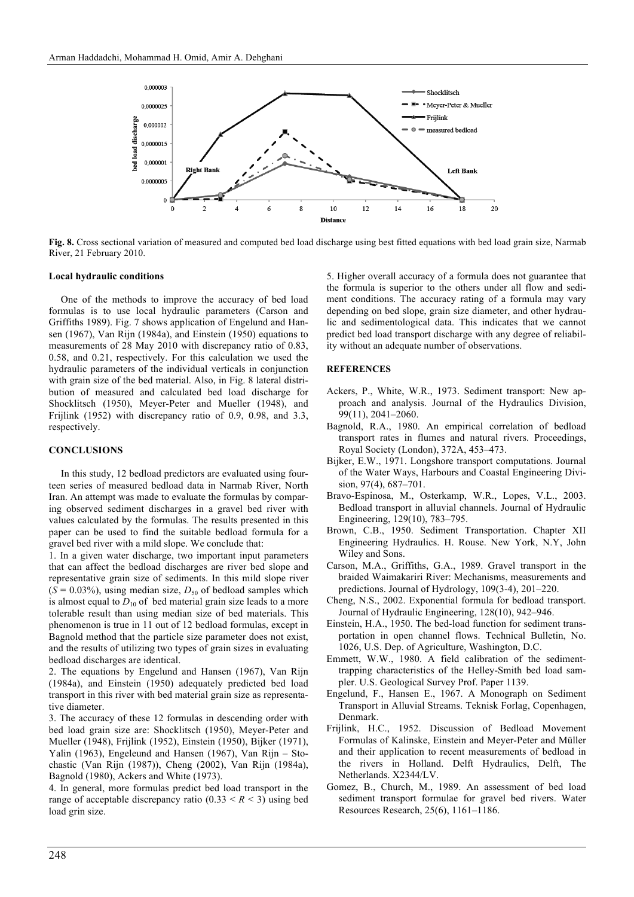Fig. 8. Cross sectional variation of measured and computed bed load discharge using best fitted equations with bed load grain size, Narmab River, 21 February 2010.

### Local hydraulic conditions

One of the methods to improve the accuracy of bed load formulas is to use local hydraulic parameters (Carson and Griffiths 1989). Fig. 7 shows application of Engelund and Hansen (1967), Van Rijn (1984a), and Einstein (1950) equations to measurements of 28 May 2010 with discrepancy ratio of 0.83, 0.58, and 0.21, respectively. For this calculation we used the hydraulic parameters of the individual verticals in conjunction with grain size of the bed material. Also, in Fig. 8 lateral distribution of measured and calculated bed load discharge for Shocklitsch (1950), Meyer-Peter and Mueller (1948), and Frijlink (1952) with discrepancy ratio of 0.9, 0.98, and 3.3, respectively.

## CONCLUSIONS

In this study, 12 bedload predictors are evaluated using fourteen series of measured bedload data in Narmab River, North Iran. An attempt was made to evaluate the formulas by comparing observed sediment discharges in a gravel bed river with values calculated by the formulas. The results presented in this paper can be used to find the suitable bedload formula for a gravel bed river with a mild slope. We conclude that:

1. In a given water discharge, two important input parameters that can affect the bedload discharges are river bed slope and representative grain size of sediments. In this mild slope river ($S$ = 0.03%), using median size, $D_{50}$ of bedload samples which is almost equal to $D_{10}$ of bed material grain size leads to a more tolerable result than using median size of bed materials. This phenomenon is true in 11 out of 12 bedload formulas, except in Bagnold method that the particle size parameter does not exist, and the results of utilizing two types of grain sizes in evaluating bedload discharges are identical.
2. The equations by Engelund and Hansen (1967), Van Rijn (1984a), and Einstein (1950) adequately predicted bed load transport in this river with bed material grain size as representative diameter.
3. The accuracy of these 12 formulas in descending order with bed load grain size are: Shocklitsch (1950), Meyer-Peter and Mueller (1948), Frijlink (1952), Einstein (1950), Bijker (1971), Yalin (1963), Engeleund and Hansen (1967), Van Rijn – Stochastic (Van Rijn (1987)), Cheng (2002), Van Rijn (1984a), Bagnold (1980), Ackers and White (1973).
4. In general, more formulas predict bed load transport in the range of acceptable discrepancy ratio ($0.33 < R < 3$) using bed load grin size.
5. Higher overall accuracy of a formula does not guarantee that the formula is superior to the others under all flow and sediment conditions. The accuracy rating of a formula may vary depending on bed slope, grain size diameter, and other hydraulic and sedimentological data. This indicates that we cannot predict bed load transport discharge with any degree of reliability without an adequate number of observations.

## REFERENCES

Ackers, P., White, W.R., 1973. Sediment transport: New approach and analysis. Journal of the Hydraulics Division, 99(11), 2041–2060.

Bagnold, R.A., 1980. An empirical correlation of bedload transport rates in flumes and natural rivers. Proceedings, Royal Society (London), 372A, 453–473.

Bijker, E.W., 1971. Longshore transport computations. Journal of the Water Ways, Harbours and Coastal Engineering Division, 97(4), 687–701.

Bravo-Espinosa, M., Osterkamp, W.R., Lopes, V.L., 2003. Bedload transport in alluvial channels. Journal of Hydraulic Engineering, 129(10), 783–795.

Brown, C.B., 1950. Sediment Transportation. Chapter XII Engineering Hydraulics. H. Rouse. New York, N.Y, John Wiley and Sons.

Carson, M.A., Griffiths, G.A., 1989. Gravel transport in the braided Waimakariri River: Mechanisms, measurements and predictions. Journal of Hydrology, 109(3-4), 201–220.

Cheng, N.S., 2002. Exponential formula for bedload transport. Journal of Hydraulic Engineering, 128(10), 942–946.

Einstein, H.A., 1950. The bed-load function for sediment transportation in open channel flows. Technical Bulletin, No. 1026, U.S. Dep. of Agriculture, Washington, D.C.

Emmett, W.W., 1980. A field calibration of the sediment-trapping characteristics of the Helley-Smith bed load sampler. U.S. Geological Survey Prof. Paper 1139.

Engelund, F., Hansen E., 1967. A Monograph on Sediment Transport in Alluvial Streams. Teknisk Forlag, Copenhagen, Denmark.

Frijlink, H.C., 1952. Discussion of Bedload Movement Formulas of Kalinske, Einstein and Meyer-Peter and Müller and their application to recent measurements of bedload in the rivers in Holland. Delft Hydraulics, Delft, The Netherlands. X2344/LV.

Gomez, B., Church, M., 1989. An assessment of bed load sediment transport formulae for gravel bed rivers. Water Resources Research, 25(6), 1161–1186.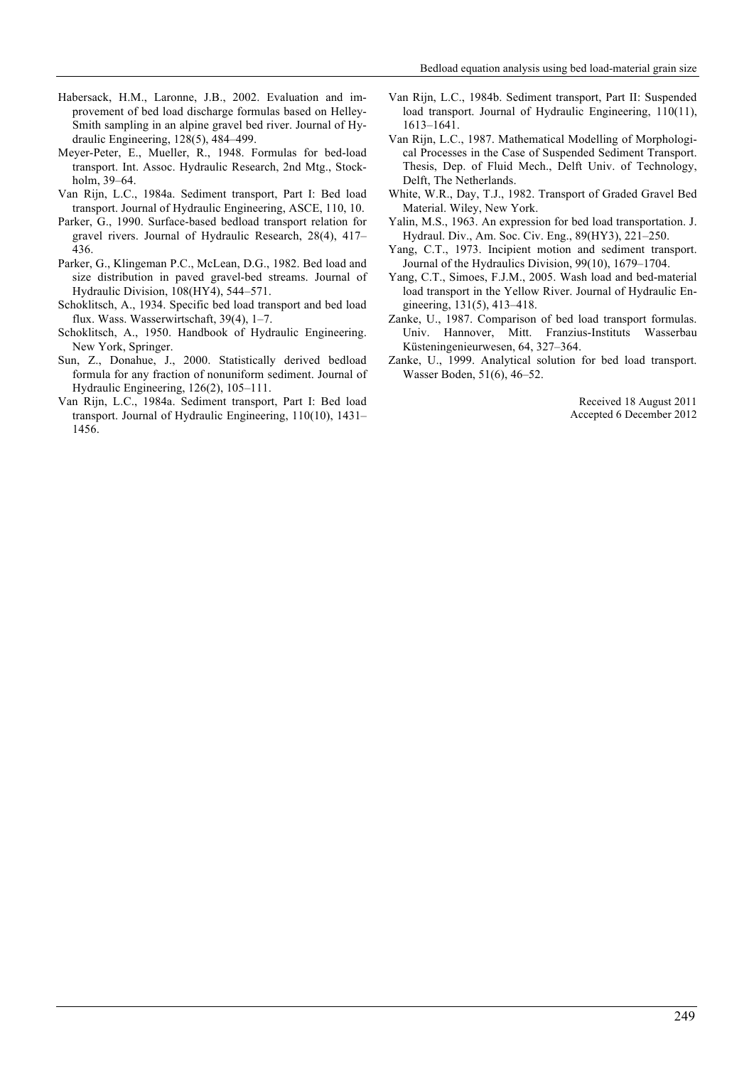Habersack, H.M., Laronne, J.B., 2002. Evaluation and improvement of bed load discharge formulas based on Helley-Smith sampling in an alpine gravel bed river. Journal of Hydraulic Engineering, 128(5), 484–499.

Meyer-Peter, E., Mueller, R., 1948. Formulas for bed-load transport. Int. Assoc. Hydraulic Research, 2nd Mtg., Stockholm, 39–64.

Van Rijn, L.C., 1984a. Sediment transport, Part I: Bed load transport. Journal of Hydraulic Engineering, ASCE, 110, 10.

Parker, G., 1990. Surface-based bedload transport relation for gravel rivers. Journal of Hydraulic Research, 28(4), 417–436.

Parker, G., Klingeman P.C., McLean, D.G., 1982. Bed load and size distribution in paved gravel-bed streams. Journal of Hydraulic Division, 108(HY4), 544–571.

Schoklitsch, A., 1934. Specific bed load transport and bed load flux. Wass. Wasserwirtschaft, 39(4), 1–7.

Schoklitsch, A., 1950. Handbook of Hydraulic Engineering. New York, Springer.

Sun, Z., Donahue, J., 2000. Statistically derived bedload formula for any fraction of nonuniform sediment. Journal of Hydraulic Engineering, 126(2), 105–111.

Van Rijn, L.C., 1984a. Sediment transport, Part I: Bed load transport. Journal of Hydraulic Engineering, 110(10), 1431–1456.

Van Rijn, L.C., 1984b. Sediment transport, Part II: Suspended load transport. Journal of Hydraulic Engineering, 110(11), 1613–1641.

Van Rijn, L.C., 1987. Mathematical Modelling of Morphological Processes in the Case of Suspended Sediment Transport. Thesis, Dep. of Fluid Mech., Delft Univ. of Technology, Delft, The Netherlands.

White, W.R., Day, T.J., 1982. Transport of Graded Gravel Bed Material. Wiley, New York.

Yalin, M.S., 1963. An expression for bed load transportation. J. Hydraul. Div., Am. Soc. Civ. Eng., 89(HY3), 221–250.

Yang, C.T., 1973. Incipient motion and sediment transport. Journal of the Hydraulics Division, 99(10), 1679–1704.

Yang, C.T., Simoes, F.J.M., 2005. Wash load and bed-material load transport in the Yellow River. Journal of Hydraulic Engineering, 131(5), 413–418.

Zanke, U., 1987. Comparison of bed load transport formulas. Univ. Hannover, Mitt. Franzius-Instituts Wasserbau Küsteningenieurwesen, 64, 327–364.

Zanke, U., 1999. Analytical solution for bed load transport. Wasser Boden, 51(6), 46–52.

Received 18 August 2011
Accepted 6 December 2012